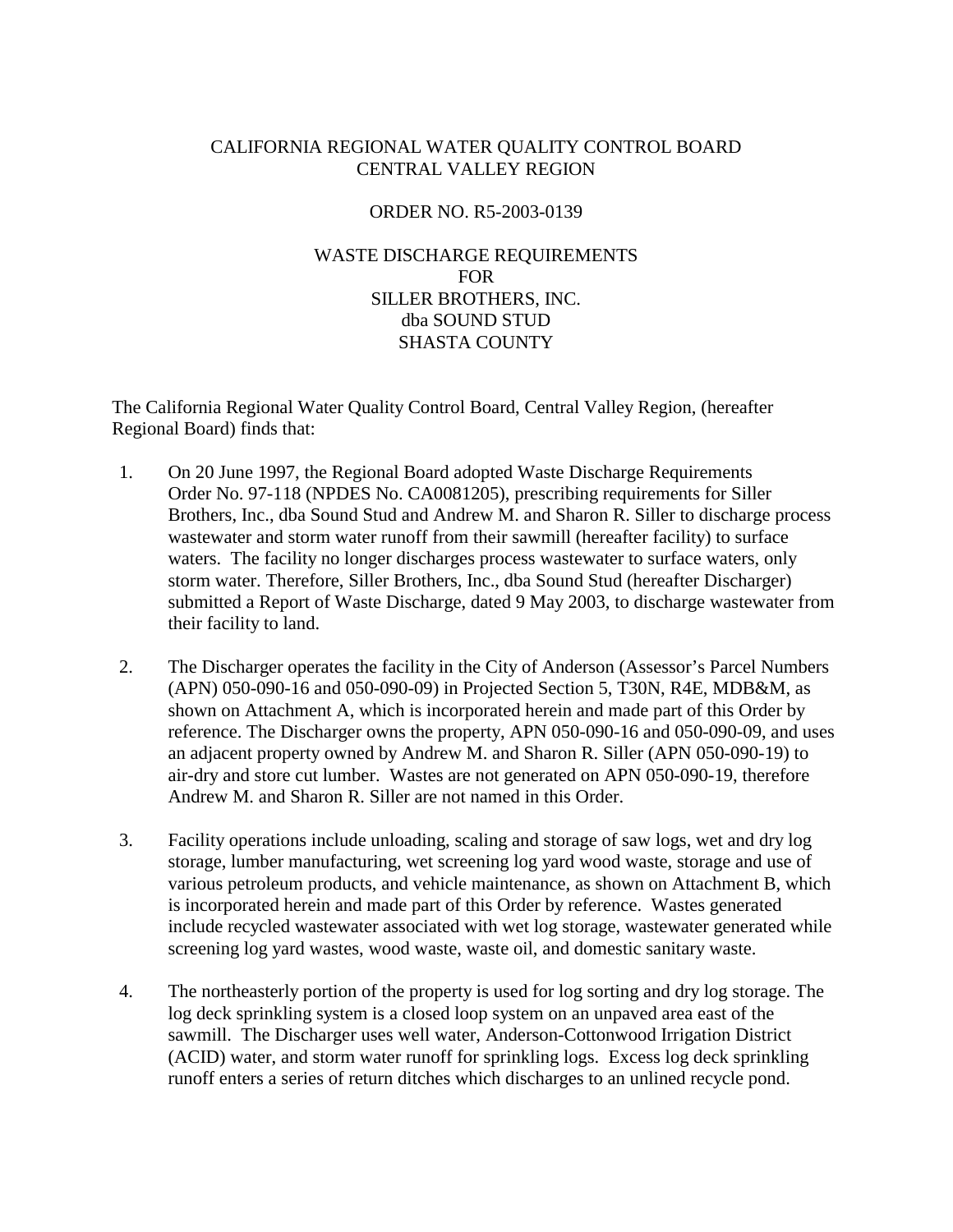CALIFORNIA REGIONAL WATER QUALITY CONTROL BOARD
CENTRAL VALLEY REGION

ORDER NO. R5-2003-0139

WASTE DISCHARGE REQUIREMENTS
FOR
SILLER BROTHERS, INC.
dba SOUND STUD
SHASTA COUNTY

The California Regional Water Quality Control Board, Central Valley Region, (hereafter Regional Board) finds that:

1. On 20 June 1997, the Regional Board adopted Waste Discharge Requirements Order No. 97-118 (NPDES No. CA0081205), prescribing requirements for Siller Brothers, Inc., dba Sound Stud and Andrew M. and Sharon R. Siller to discharge process wastewater and storm water runoff from their sawmill (hereafter facility) to surface waters. The facility no longer discharges process wastewater to surface waters, only storm water. Therefore, Siller Brothers, Inc., dba Sound Stud (hereafter Discharger) submitted a Report of Waste Discharge, dated 9 May 2003, to discharge wastewater from their facility to land.

2. The Discharger operates the facility in the City of Anderson (Assessor's Parcel Numbers (APN) 050-090-16 and 050-090-09) in Projected Section 5, T30N, R4E, MDB&M, as shown on Attachment A, which is incorporated herein and made part of this Order by reference. The Discharger owns the property, APN 050-090-16 and 050-090-09, and uses an adjacent property owned by Andrew M. and Sharon R. Siller (APN 050-090-19) to air-dry and store cut lumber. Wastes are not generated on APN 050-090-19, therefore Andrew M. and Sharon R. Siller are not named in this Order.

3. Facility operations include unloading, scaling and storage of saw logs, wet and dry log storage, lumber manufacturing, wet screening log yard wood waste, storage and use of various petroleum products, and vehicle maintenance, as shown on Attachment B, which is incorporated herein and made part of this Order by reference. Wastes generated include recycled wastewater associated with wet log storage, wastewater generated while screening log yard wastes, wood waste, waste oil, and domestic sanitary waste.

4. The northeasterly portion of the property is used for log sorting and dry log storage. The log deck sprinkling system is a closed loop system on an unpaved area east of the sawmill. The Discharger uses well water, Anderson-Cottonwood Irrigation District (ACID) water, and storm water runoff for sprinkling logs. Excess log deck sprinkling runoff enters a series of return ditches which discharges to an unlined recycle pond.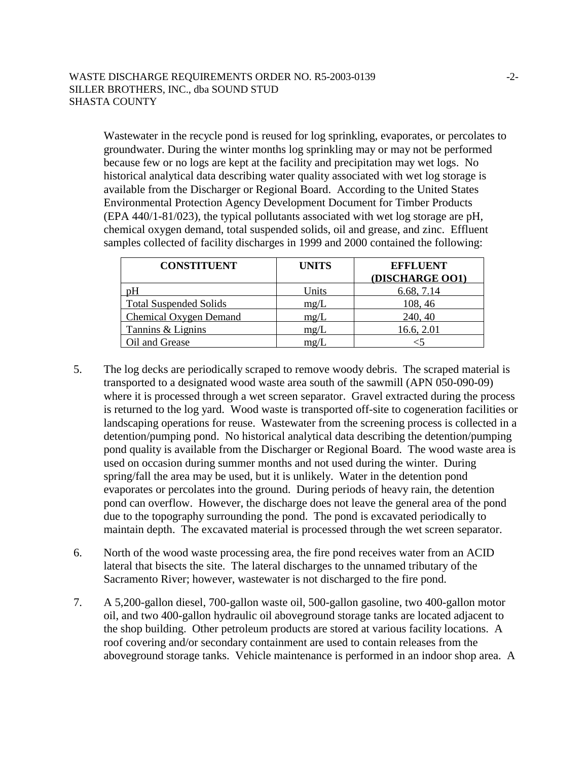Wastewater in the recycle pond is reused for log sprinkling, evaporates, or percolates to groundwater. During the winter months log sprinkling may or may not be performed because few or no logs are kept at the facility and precipitation may wet logs. No historical analytical data describing water quality associated with wet log storage is available from the Discharger or Regional Board. According to the United States Environmental Protection Agency Development Document for Timber Products (EPA 440/1-81/023), the typical pollutants associated with wet log storage are pH, chemical oxygen demand, total suspended solids, oil and grease, and zinc. Effluent samples collected of facility discharges in 1999 and 2000 contained the following:

| CONSTITUENT | UNITS | EFFLUENT (DISCHARGE OO1) |
|---|---|---|
| pH | Units | 6.68, 7.14 |
| Total Suspended Solids | mg/L | 108, 46 |
| Chemical Oxygen Demand | mg/L | 240, 40 |
| Tannins & Lignins | mg/L | 16.6, 2.01 |
| Oil and Grease | mg/L | <5 |

5. The log decks are periodically scraped to remove woody debris. The scraped material is transported to a designated wood waste area south of the sawmill (APN 050-090-09) where it is processed through a wet screen separator. Gravel extracted during the process is returned to the log yard. Wood waste is transported off-site to cogeneration facilities or landscaping operations for reuse. Wastewater from the screening process is collected in a detention/pumping pond. No historical analytical data describing the detention/pumping pond quality is available from the Discharger or Regional Board. The wood waste area is used on occasion during summer months and not used during the winter. During spring/fall the area may be used, but it is unlikely. Water in the detention pond evaporates or percolates into the ground. During periods of heavy rain, the detention pond can overflow. However, the discharge does not leave the general area of the pond due to the topography surrounding the pond. The pond is excavated periodically to maintain depth. The excavated material is processed through the wet screen separator.

6. North of the wood waste processing area, the fire pond receives water from an ACID lateral that bisects the site. The lateral discharges to the unnamed tributary of the Sacramento River; however, wastewater is not discharged to the fire pond.

7. A 5,200-gallon diesel, 700-gallon waste oil, 500-gallon gasoline, two 400-gallon motor oil, and two 400-gallon hydraulic oil aboveground storage tanks are located adjacent to the shop building. Other petroleum products are stored at various facility locations. A roof covering and/or secondary containment are used to contain releases from the aboveground storage tanks. Vehicle maintenance is performed in an indoor shop area. A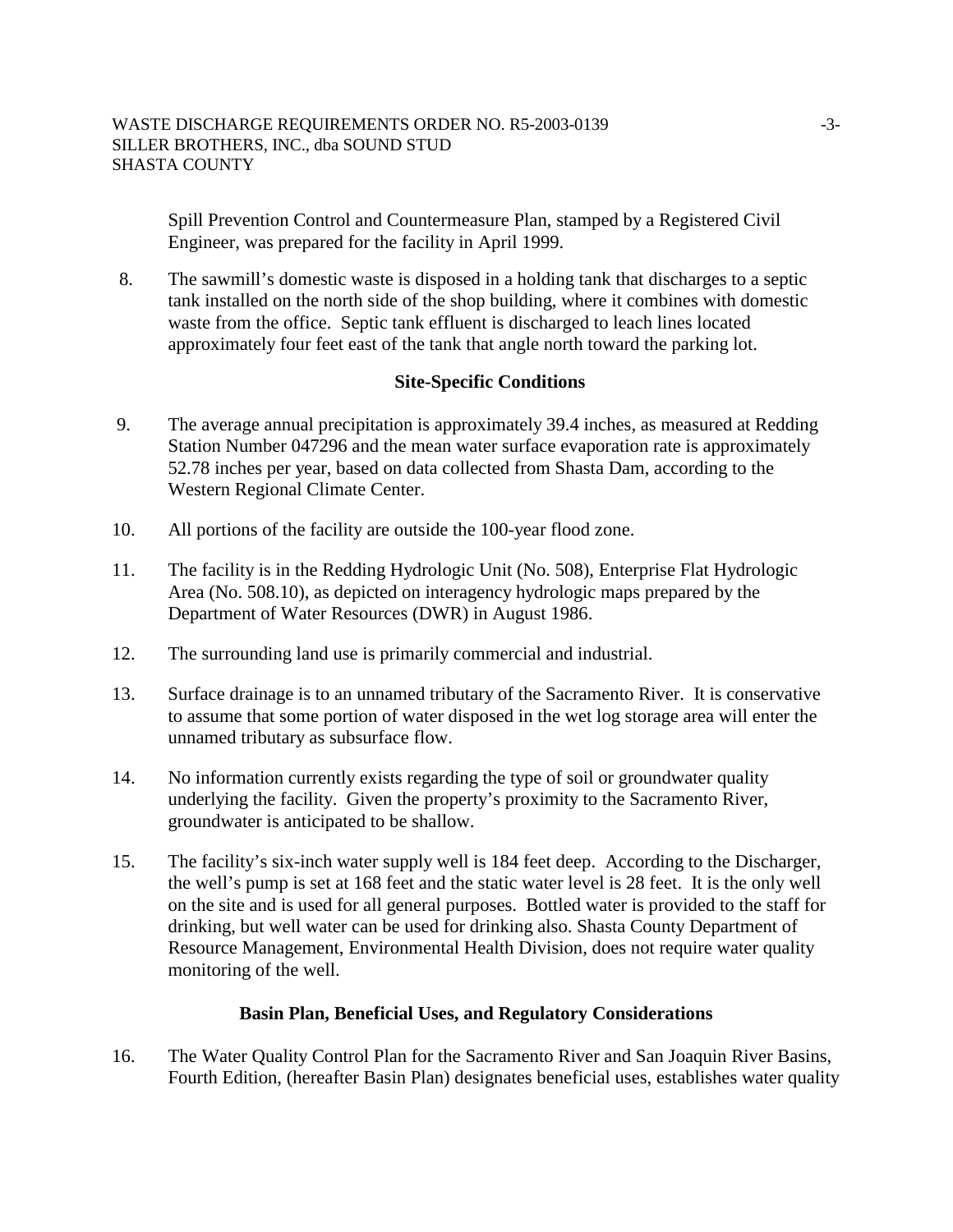Spill Prevention Control and Countermeasure Plan, stamped by a Registered Civil Engineer, was prepared for the facility in April 1999.

8. The sawmill's domestic waste is disposed in a holding tank that discharges to a septic tank installed on the north side of the shop building, where it combines with domestic waste from the office. Septic tank effluent is discharged to leach lines located approximately four feet east of the tank that angle north toward the parking lot.

**Site-Specific Conditions**

9. The average annual precipitation is approximately 39.4 inches, as measured at Redding Station Number 047296 and the mean water surface evaporation rate is approximately 52.78 inches per year, based on data collected from Shasta Dam, according to the Western Regional Climate Center.

10. All portions of the facility are outside the 100-year flood zone.

11. The facility is in the Redding Hydrologic Unit (No. 508), Enterprise Flat Hydrologic Area (No. 508.10), as depicted on interagency hydrologic maps prepared by the Department of Water Resources (DWR) in August 1986.

12. The surrounding land use is primarily commercial and industrial.

13. Surface drainage is to an unnamed tributary of the Sacramento River. It is conservative to assume that some portion of water disposed in the wet log storage area will enter the unnamed tributary as subsurface flow.

14. No information currently exists regarding the type of soil or groundwater quality underlying the facility. Given the property's proximity to the Sacramento River, groundwater is anticipated to be shallow.

15. The facility's six-inch water supply well is 184 feet deep. According to the Discharger, the well's pump is set at 168 feet and the static water level is 28 feet. It is the only well on the site and is used for all general purposes. Bottled water is provided to the staff for drinking, but well water can be used for drinking also. Shasta County Department of Resource Management, Environmental Health Division, does not require water quality monitoring of the well.

**Basin Plan, Beneficial Uses, and Regulatory Considerations**

16. The Water Quality Control Plan for the Sacramento River and San Joaquin River Basins, Fourth Edition, (hereafter Basin Plan) designates beneficial uses, establishes water quality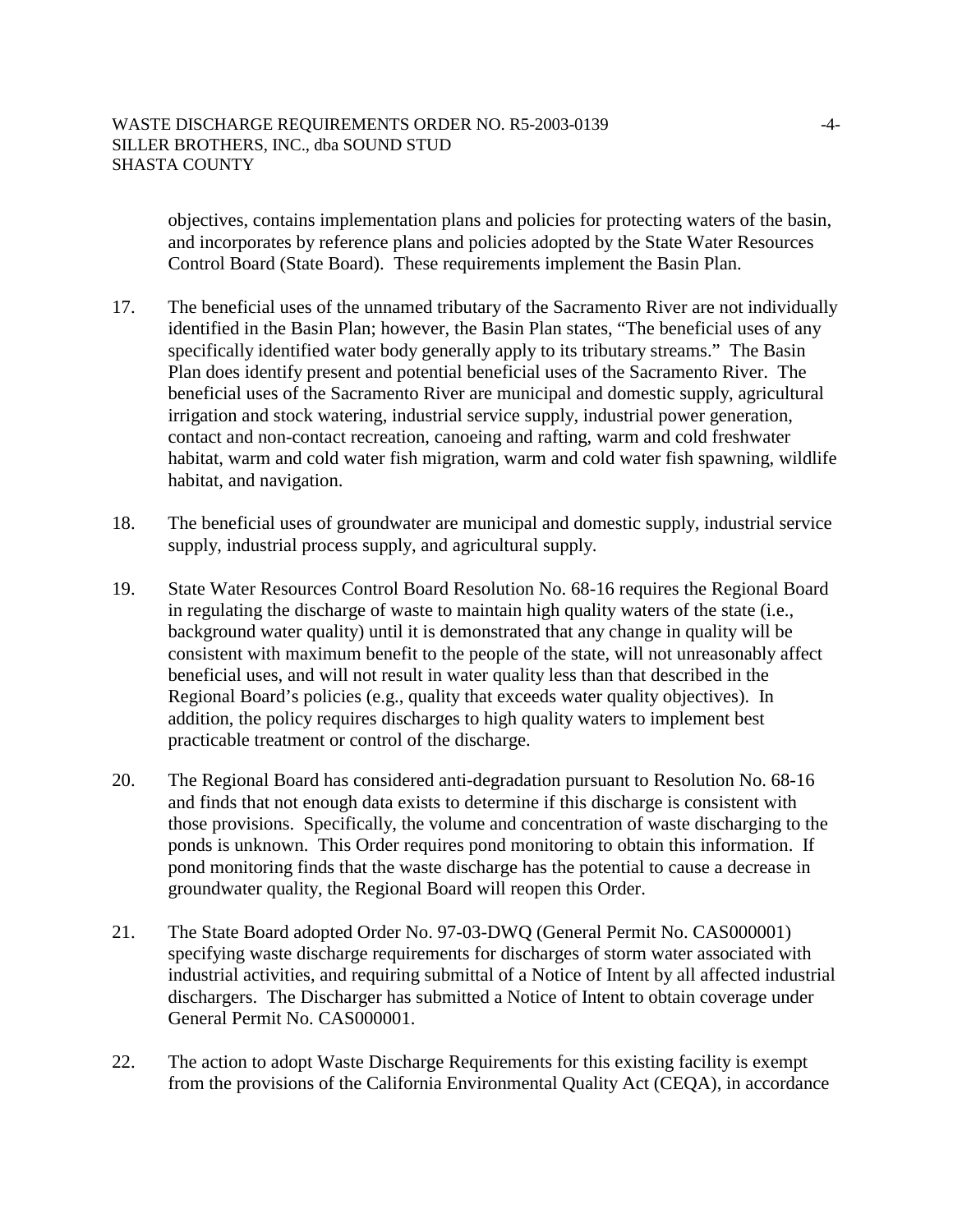objectives, contains implementation plans and policies for protecting waters of the basin, and incorporates by reference plans and policies adopted by the State Water Resources Control Board (State Board). These requirements implement the Basin Plan.

17. The beneficial uses of the unnamed tributary of the Sacramento River are not individually identified in the Basin Plan; however, the Basin Plan states, "The beneficial uses of any specifically identified water body generally apply to its tributary streams." The Basin Plan does identify present and potential beneficial uses of the Sacramento River. The beneficial uses of the Sacramento River are municipal and domestic supply, agricultural irrigation and stock watering, industrial service supply, industrial power generation, contact and non-contact recreation, canoeing and rafting, warm and cold freshwater habitat, warm and cold water fish migration, warm and cold water fish spawning, wildlife habitat, and navigation.

18. The beneficial uses of groundwater are municipal and domestic supply, industrial service supply, industrial process supply, and agricultural supply.

19. State Water Resources Control Board Resolution No. 68-16 requires the Regional Board in regulating the discharge of waste to maintain high quality waters of the state (i.e., background water quality) until it is demonstrated that any change in quality will be consistent with maximum benefit to the people of the state, will not unreasonably affect beneficial uses, and will not result in water quality less than that described in the Regional Board's policies (e.g., quality that exceeds water quality objectives). In addition, the policy requires discharges to high quality waters to implement best practicable treatment or control of the discharge.

20. The Regional Board has considered anti-degradation pursuant to Resolution No. 68-16 and finds that not enough data exists to determine if this discharge is consistent with those provisions. Specifically, the volume and concentration of waste discharging to the ponds is unknown. This Order requires pond monitoring to obtain this information. If pond monitoring finds that the waste discharge has the potential to cause a decrease in groundwater quality, the Regional Board will reopen this Order.

21. The State Board adopted Order No. 97-03-DWQ (General Permit No. CAS000001) specifying waste discharge requirements for discharges of storm water associated with industrial activities, and requiring submittal of a Notice of Intent by all affected industrial dischargers. The Discharger has submitted a Notice of Intent to obtain coverage under General Permit No. CAS000001.

22. The action to adopt Waste Discharge Requirements for this existing facility is exempt from the provisions of the California Environmental Quality Act (CEQA), in accordance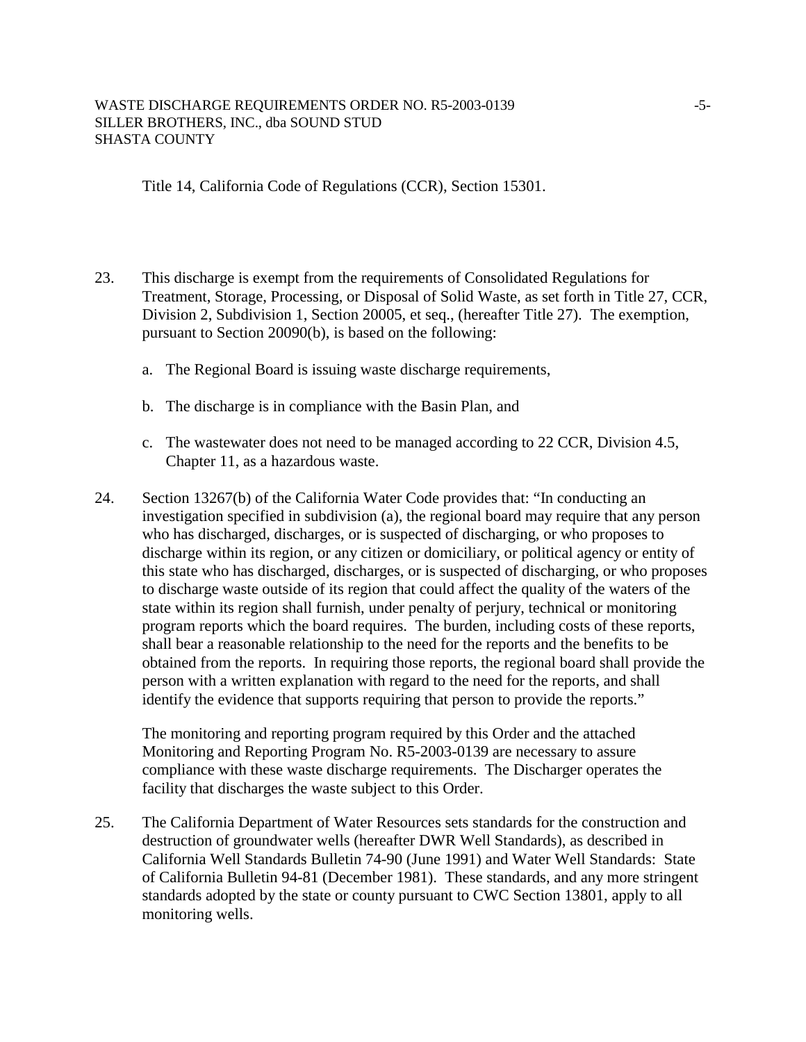Title 14, California Code of Regulations (CCR), Section 15301.

23. This discharge is exempt from the requirements of Consolidated Regulations for Treatment, Storage, Processing, or Disposal of Solid Waste, as set forth in Title 27, CCR, Division 2, Subdivision 1, Section 20005, et seq., (hereafter Title 27). The exemption, pursuant to Section 20090(b), is based on the following:

    a. The Regional Board is issuing waste discharge requirements,

    b. The discharge is in compliance with the Basin Plan, and

    c. The wastewater does not need to be managed according to 22 CCR, Division 4.5, Chapter 11, as a hazardous waste.

24. Section 13267(b) of the California Water Code provides that: "In conducting an investigation specified in subdivision (a), the regional board may require that any person who has discharged, discharges, or is suspected of discharging, or who proposes to discharge within its region, or any citizen or domiciliary, or political agency or entity of this state who has discharged, discharges, or is suspected of discharging, or who proposes to discharge waste outside of its region that could affect the quality of the waters of the state within its region shall furnish, under penalty of perjury, technical or monitoring program reports which the board requires. The burden, including costs of these reports, shall bear a reasonable relationship to the need for the reports and the benefits to be obtained from the reports. In requiring those reports, the regional board shall provide the person with a written explanation with regard to the need for the reports, and shall identify the evidence that supports requiring that person to provide the reports."

    The monitoring and reporting program required by this Order and the attached Monitoring and Reporting Program No. R5-2003-0139 are necessary to assure compliance with these waste discharge requirements. The Discharger operates the facility that discharges the waste subject to this Order.

25. The California Department of Water Resources sets standards for the construction and destruction of groundwater wells (hereafter DWR Well Standards), as described in California Well Standards Bulletin 74-90 (June 1991) and Water Well Standards: State of California Bulletin 94-81 (December 1981). These standards, and any more stringent standards adopted by the state or county pursuant to CWC Section 13801, apply to all monitoring wells.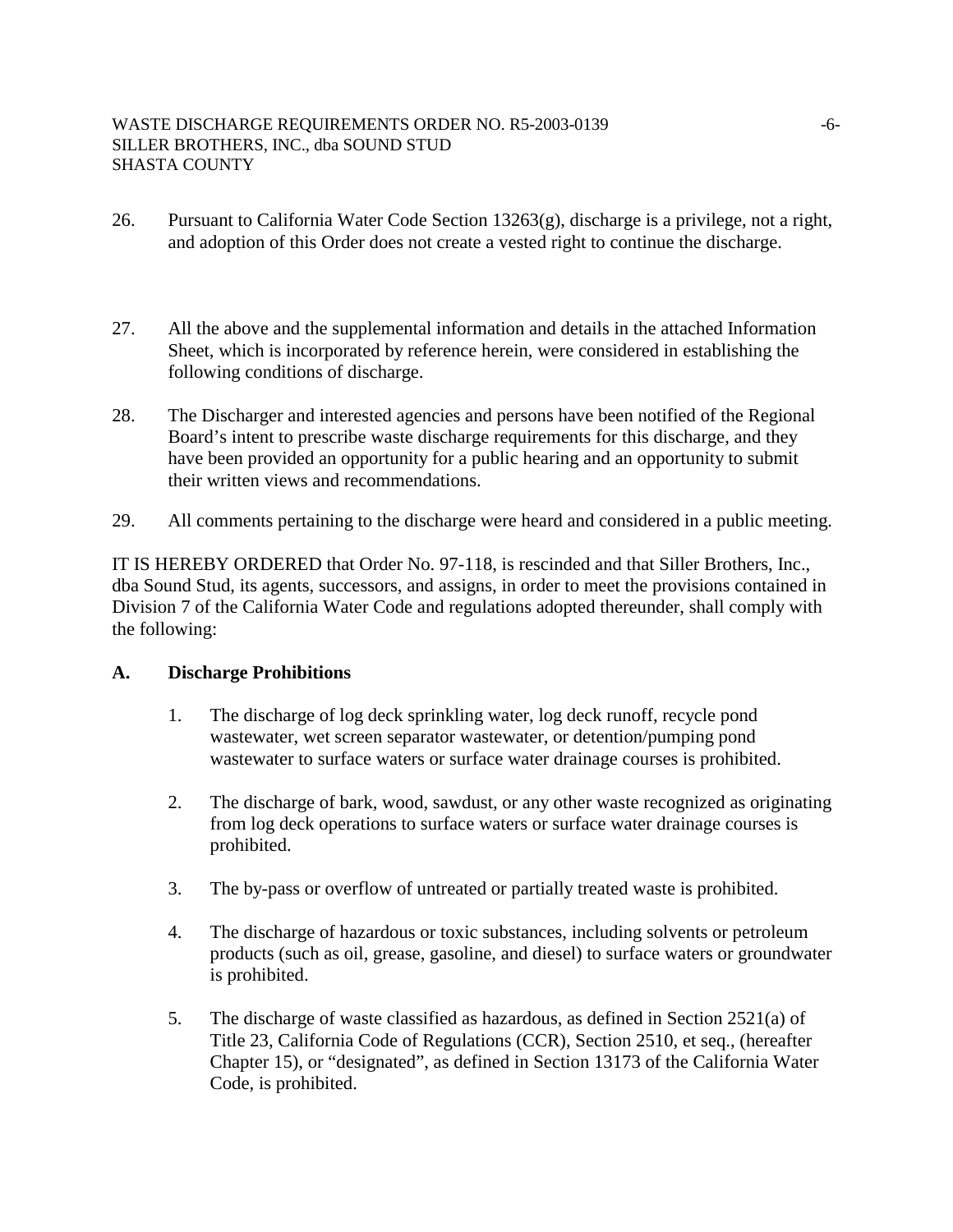26. Pursuant to California Water Code Section 13263(g), discharge is a privilege, not a right, and adoption of this Order does not create a vested right to continue the discharge.

27. All the above and the supplemental information and details in the attached Information Sheet, which is incorporated by reference herein, were considered in establishing the following conditions of discharge.

28. The Discharger and interested agencies and persons have been notified of the Regional Board's intent to prescribe waste discharge requirements for this discharge, and they have been provided an opportunity for a public hearing and an opportunity to submit their written views and recommendations.

29. All comments pertaining to the discharge were heard and considered in a public meeting.

IT IS HEREBY ORDERED that Order No. 97-118, is rescinded and that Siller Brothers, Inc., dba Sound Stud, its agents, successors, and assigns, in order to meet the provisions contained in Division 7 of the California Water Code and regulations adopted thereunder, shall comply with the following:

## A. Discharge Prohibitions

1. The discharge of log deck sprinkling water, log deck runoff, recycle pond wastewater, wet screen separator wastewater, or detention/pumping pond wastewater to surface waters or surface water drainage courses is prohibited.

2. The discharge of bark, wood, sawdust, or any other waste recognized as originating from log deck operations to surface waters or surface water drainage courses is prohibited.

3. The by-pass or overflow of untreated or partially treated waste is prohibited.

4. The discharge of hazardous or toxic substances, including solvents or petroleum products (such as oil, grease, gasoline, and diesel) to surface waters or groundwater is prohibited.

5. The discharge of waste classified as hazardous, as defined in Section 2521(a) of Title 23, California Code of Regulations (CCR), Section 2510, et seq., (hereafter Chapter 15), or "designated", as defined in Section 13173 of the California Water Code, is prohibited.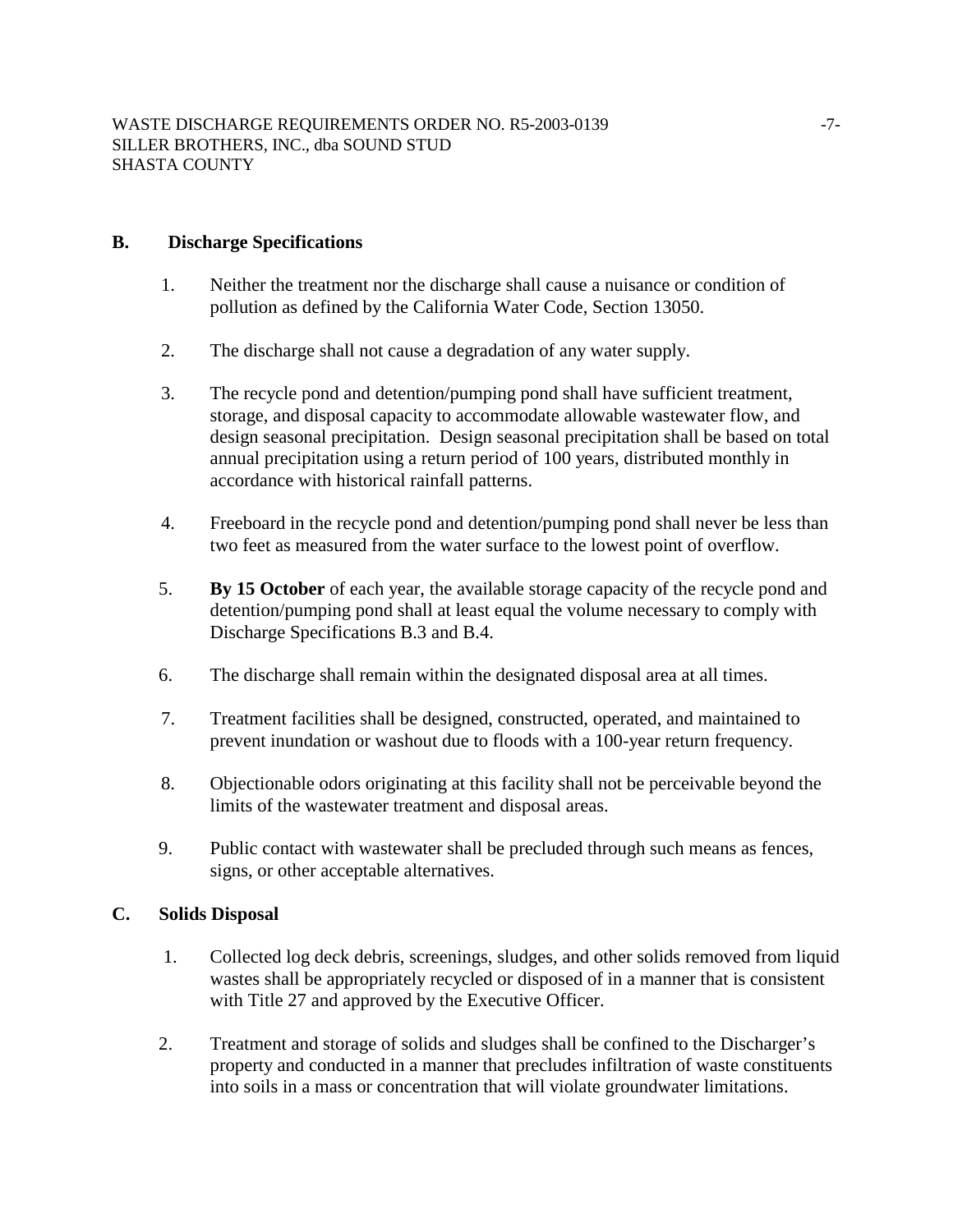## B. Discharge Specifications

1. Neither the treatment nor the discharge shall cause a nuisance or condition of pollution as defined by the California Water Code, Section 13050.

2. The discharge shall not cause a degradation of any water supply.

3. The recycle pond and detention/pumping pond shall have sufficient treatment, storage, and disposal capacity to accommodate allowable wastewater flow, and design seasonal precipitation. Design seasonal precipitation shall be based on total annual precipitation using a return period of 100 years, distributed monthly in accordance with historical rainfall patterns.

4. Freeboard in the recycle pond and detention/pumping pond shall never be less than two feet as measured from the water surface to the lowest point of overflow.

5. **By 15 October** of each year, the available storage capacity of the recycle pond and detention/pumping pond shall at least equal the volume necessary to comply with Discharge Specifications B.3 and B.4.

6. The discharge shall remain within the designated disposal area at all times.

7. Treatment facilities shall be designed, constructed, operated, and maintained to prevent inundation or washout due to floods with a 100-year return frequency.

8. Objectionable odors originating at this facility shall not be perceivable beyond the limits of the wastewater treatment and disposal areas.

9. Public contact with wastewater shall be precluded through such means as fences, signs, or other acceptable alternatives.

## C. Solids Disposal

1. Collected log deck debris, screenings, sludges, and other solids removed from liquid wastes shall be appropriately recycled or disposed of in a manner that is consistent with Title 27 and approved by the Executive Officer.

2. Treatment and storage of solids and sludges shall be confined to the Discharger's property and conducted in a manner that precludes infiltration of waste constituents into soils in a mass or concentration that will violate groundwater limitations.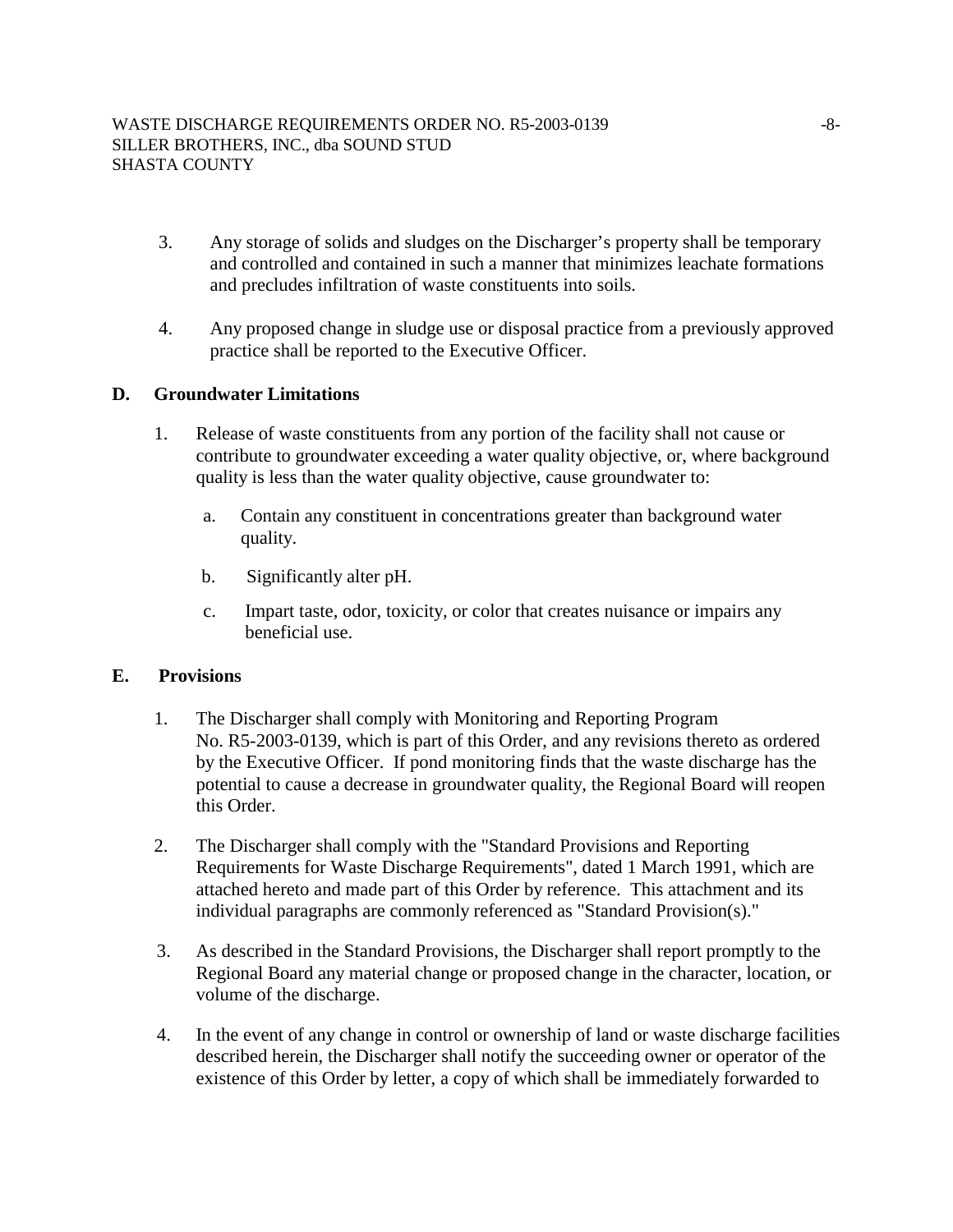3. Any storage of solids and sludges on the Discharger's property shall be temporary and controlled and contained in such a manner that minimizes leachate formations and precludes infiltration of waste constituents into soils.

4. Any proposed change in sludge use or disposal practice from a previously approved practice shall be reported to the Executive Officer.

## D. Groundwater Limitations

1. Release of waste constituents from any portion of the facility shall not cause or contribute to groundwater exceeding a water quality objective, or, where background quality is less than the water quality objective, cause groundwater to:

   a. Contain any constituent in concentrations greater than background water quality.

   b. Significantly alter pH.

   c. Impart taste, odor, toxicity, or color that creates nuisance or impairs any beneficial use.

## E. Provisions

1. The Discharger shall comply with Monitoring and Reporting Program No. R5-2003-0139, which is part of this Order, and any revisions thereto as ordered by the Executive Officer. If pond monitoring finds that the waste discharge has the potential to cause a decrease in groundwater quality, the Regional Board will reopen this Order.

2. The Discharger shall comply with the "Standard Provisions and Reporting Requirements for Waste Discharge Requirements", dated 1 March 1991, which are attached hereto and made part of this Order by reference. This attachment and its individual paragraphs are commonly referenced as "Standard Provision(s)."

3. As described in the Standard Provisions, the Discharger shall report promptly to the Regional Board any material change or proposed change in the character, location, or volume of the discharge.

4. In the event of any change in control or ownership of land or waste discharge facilities described herein, the Discharger shall notify the succeeding owner or operator of the existence of this Order by letter, a copy of which shall be immediately forwarded to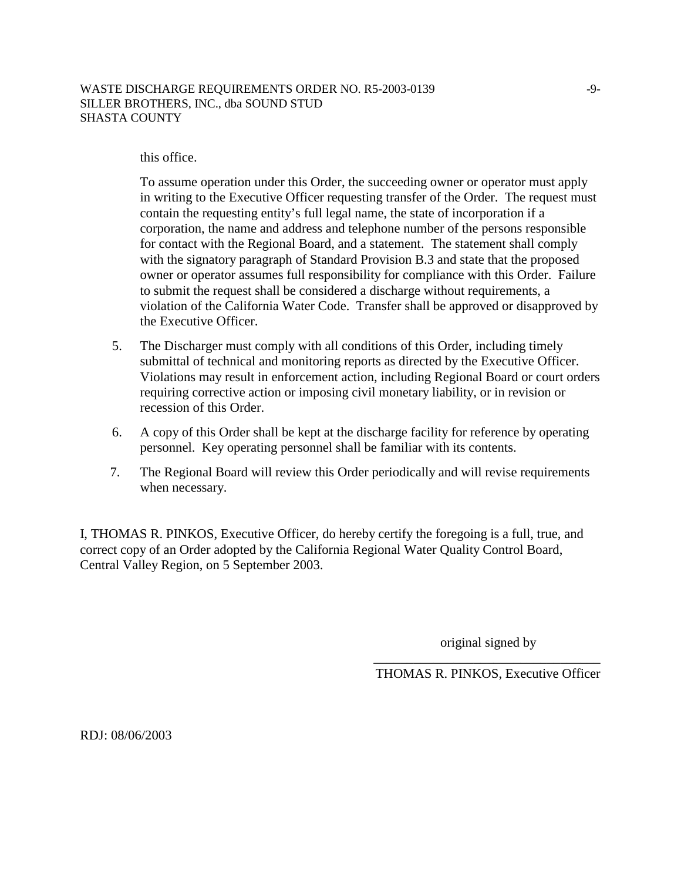this office.

To assume operation under this Order, the succeeding owner or operator must apply in writing to the Executive Officer requesting transfer of the Order. The request must contain the requesting entity's full legal name, the state of incorporation if a corporation, the name and address and telephone number of the persons responsible for contact with the Regional Board, and a statement. The statement shall comply with the signatory paragraph of Standard Provision B.3 and state that the proposed owner or operator assumes full responsibility for compliance with this Order. Failure to submit the request shall be considered a discharge without requirements, a violation of the California Water Code. Transfer shall be approved or disapproved by the Executive Officer.

5. The Discharger must comply with all conditions of this Order, including timely submittal of technical and monitoring reports as directed by the Executive Officer. Violations may result in enforcement action, including Regional Board or court orders requiring corrective action or imposing civil monetary liability, or in revision or recession of this Order.

6. A copy of this Order shall be kept at the discharge facility for reference by operating personnel. Key operating personnel shall be familiar with its contents.

7. The Regional Board will review this Order periodically and will revise requirements when necessary.

I, THOMAS R. PINKOS, Executive Officer, do hereby certify the foregoing is a full, true, and correct copy of an Order adopted by the California Regional Water Quality Control Board, Central Valley Region, on 5 September 2003.

original signed by

\_\_\_\_\_\_\_\_\_\_\_\_\_\_\_\_\_\_\_\_\_\_\_\_\_\_\_\_\_\_\_\_\_\_\_

THOMAS R. PINKOS, Executive Officer

RDJ: 08/06/2003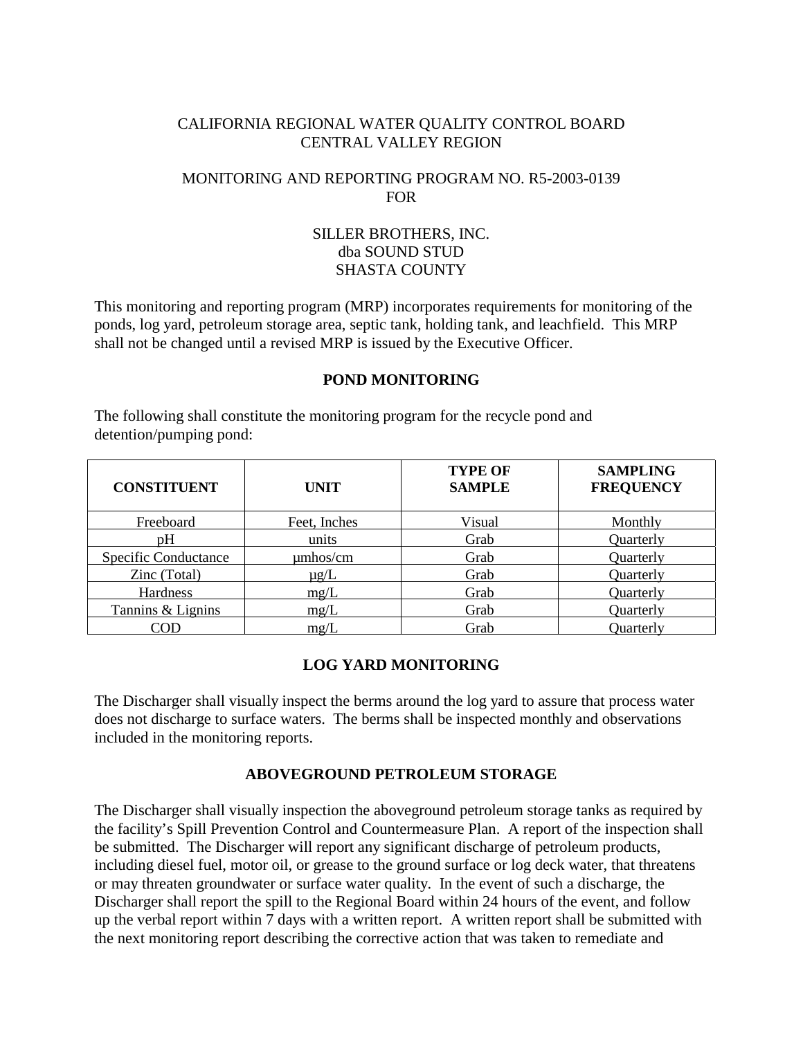CALIFORNIA REGIONAL WATER QUALITY CONTROL BOARD
CENTRAL VALLEY REGION

MONITORING AND REPORTING PROGRAM NO. R5-2003-0139
FOR

SILLER BROTHERS, INC.
dba SOUND STUD
SHASTA COUNTY

This monitoring and reporting program (MRP) incorporates requirements for monitoring of the ponds, log yard, petroleum storage area, septic tank, holding tank, and leachfield. This MRP shall not be changed until a revised MRP is issued by the Executive Officer.

## POND MONITORING

The following shall constitute the monitoring program for the recycle pond and detention/pumping pond:

| CONSTITUENT | UNIT | TYPE OF SAMPLE | SAMPLING FREQUENCY |
|---|---|---|---|
| Freeboard | Feet, Inches | Visual | Monthly |
| pH | units | Grab | Quarterly |
| Specific Conductance | µmhos/cm | Grab | Quarterly |
| Zinc (Total) | µg/L | Grab | Quarterly |
| Hardness | mg/L | Grab | Quarterly |
| Tannins & Lignins | mg/L | Grab | Quarterly |
| COD | mg/L | Grab | Quarterly |

## LOG YARD MONITORING

The Discharger shall visually inspect the berms around the log yard to assure that process water does not discharge to surface waters. The berms shall be inspected monthly and observations included in the monitoring reports.

## ABOVEGROUND PETROLEUM STORAGE

The Discharger shall visually inspection the aboveground petroleum storage tanks as required by the facility's Spill Prevention Control and Countermeasure Plan. A report of the inspection shall be submitted. The Discharger will report any significant discharge of petroleum products, including diesel fuel, motor oil, or grease to the ground surface or log deck water, that threatens or may threaten groundwater or surface water quality. In the event of such a discharge, the Discharger shall report the spill to the Regional Board within 24 hours of the event, and follow up the verbal report within 7 days with a written report. A written report shall be submitted with the next monitoring report describing the corrective action that was taken to remediate and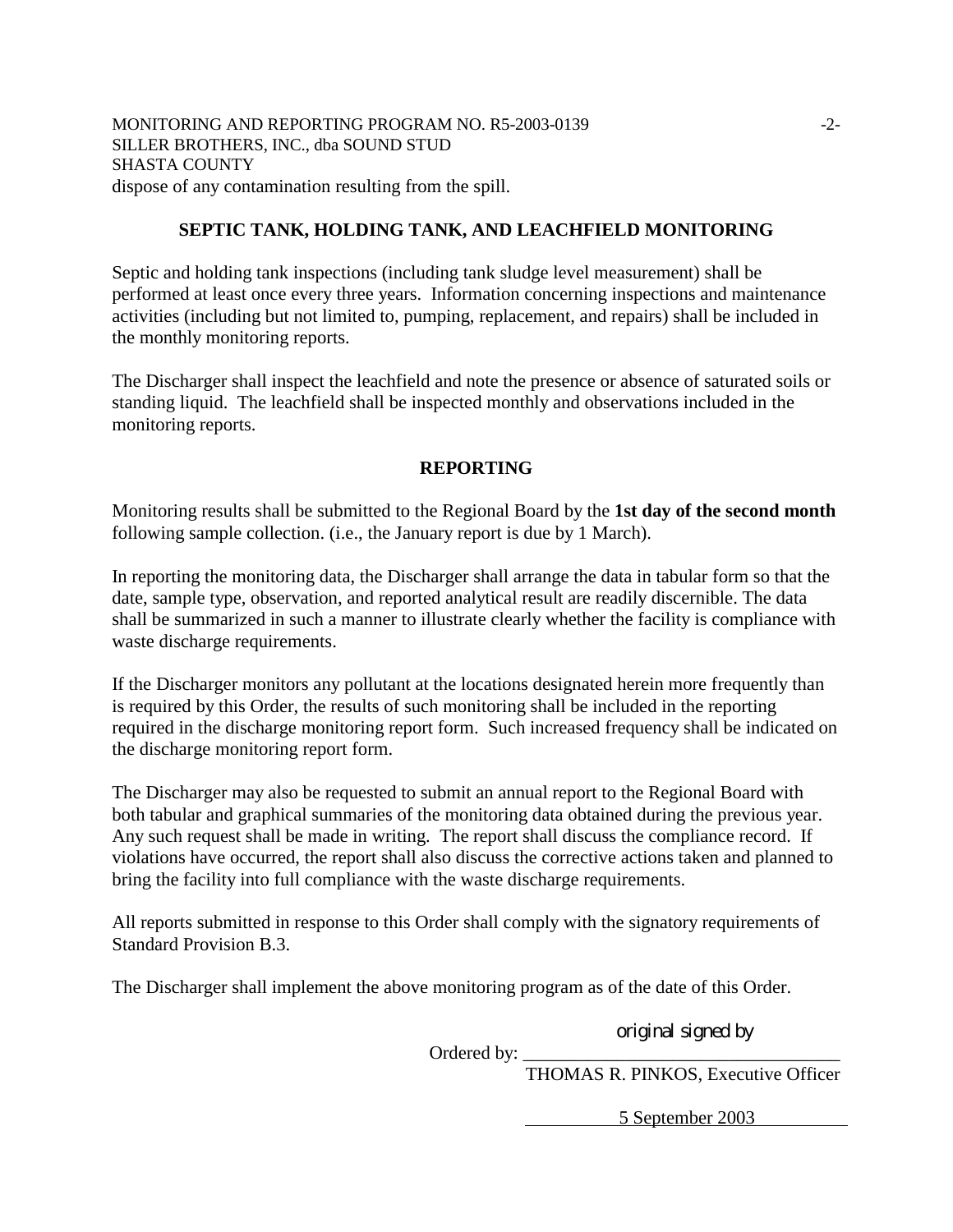dispose of any contamination resulting from the spill.

## SEPTIC TANK, HOLDING TANK, AND LEACHFIELD MONITORING

Septic and holding tank inspections (including tank sludge level measurement) shall be performed at least once every three years. Information concerning inspections and maintenance activities (including but not limited to, pumping, replacement, and repairs) shall be included in the monthly monitoring reports.

The Discharger shall inspect the leachfield and note the presence or absence of saturated soils or standing liquid. The leachfield shall be inspected monthly and observations included in the monitoring reports.

## REPORTING

Monitoring results shall be submitted to the Regional Board by the **1st day of the second month** following sample collection. (i.e., the January report is due by 1 March).

In reporting the monitoring data, the Discharger shall arrange the data in tabular form so that the date, sample type, observation, and reported analytical result are readily discernible. The data shall be summarized in such a manner to illustrate clearly whether the facility is compliance with waste discharge requirements.

If the Discharger monitors any pollutant at the locations designated herein more frequently than is required by this Order, the results of such monitoring shall be included in the reporting required in the discharge monitoring report form. Such increased frequency shall be indicated on the discharge monitoring report form.

The Discharger may also be requested to submit an annual report to the Regional Board with both tabular and graphical summaries of the monitoring data obtained during the previous year. Any such request shall be made in writing. The report shall discuss the compliance record. If violations have occurred, the report shall also discuss the corrective actions taken and planned to bring the facility into full compliance with the waste discharge requirements.

All reports submitted in response to this Order shall comply with the signatory requirements of Standard Provision B.3.

The Discharger shall implement the above monitoring program as of the date of this Order.

original signed by

Ordered by: ___________________________________

THOMAS R. PINKOS, Executive Officer

5 September 2003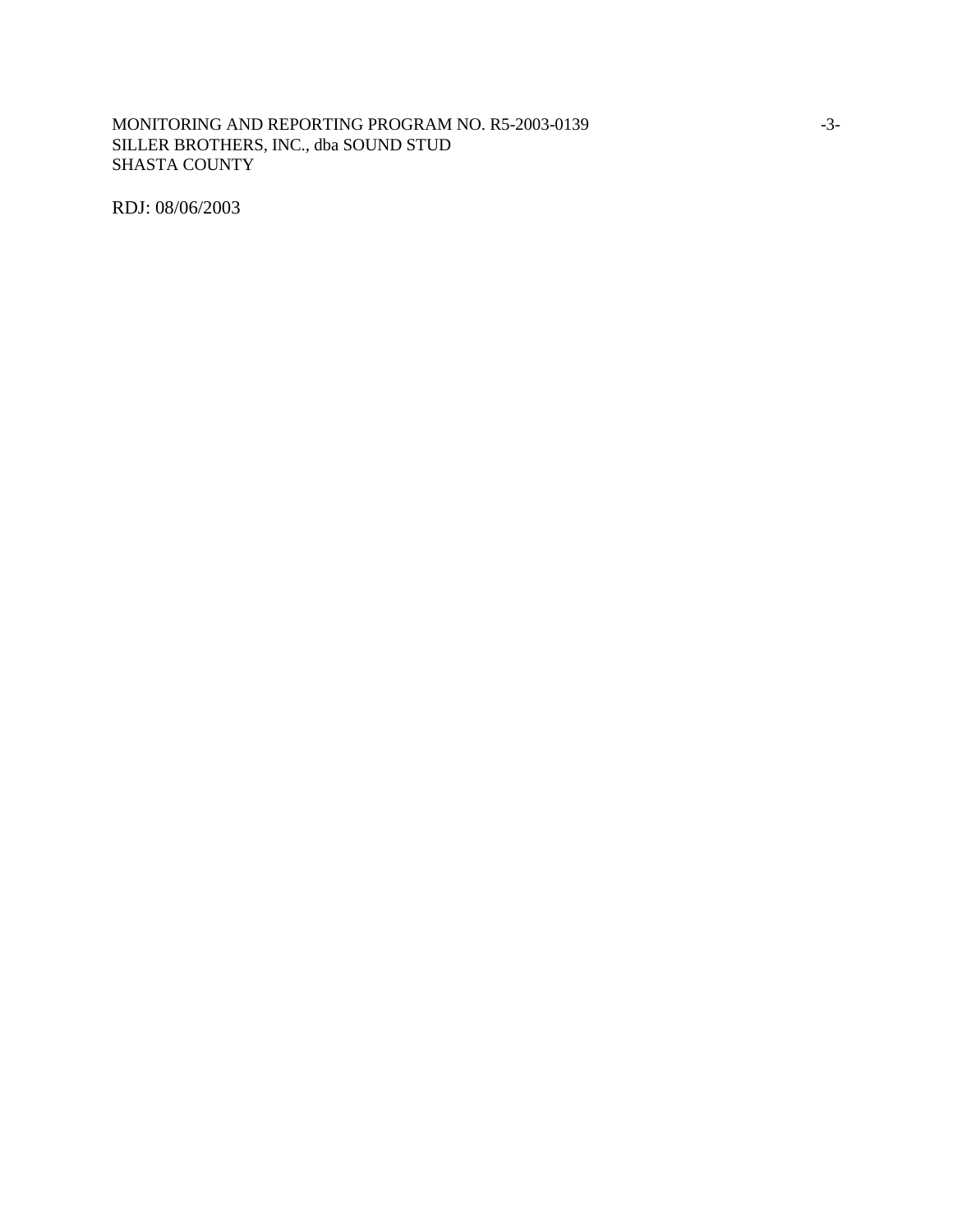RDJ: 08/06/2003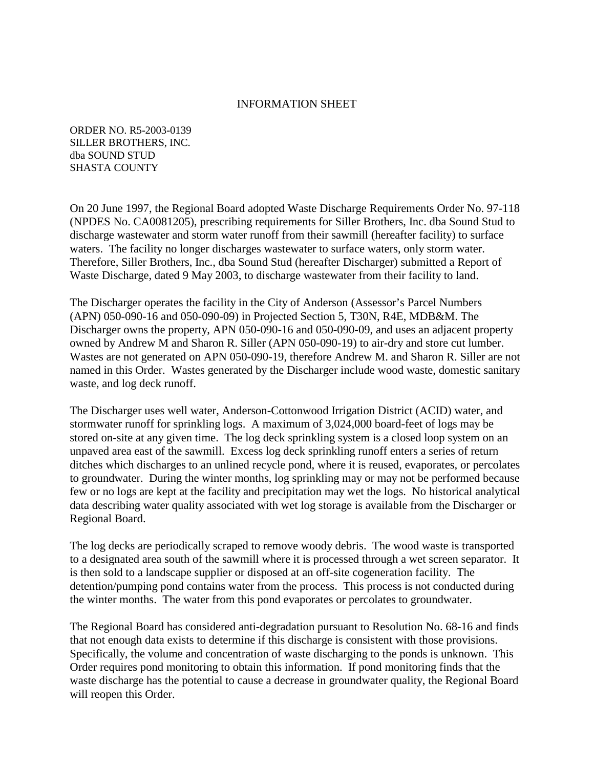# INFORMATION SHEET

ORDER NO. R5-2003-0139
SILLER BROTHERS, INC.
dba SOUND STUD
SHASTA COUNTY

On 20 June 1997, the Regional Board adopted Waste Discharge Requirements Order No. 97-118 (NPDES No. CA0081205), prescribing requirements for Siller Brothers, Inc. dba Sound Stud to discharge wastewater and storm water runoff from their sawmill (hereafter facility) to surface waters. The facility no longer discharges wastewater to surface waters, only storm water. Therefore, Siller Brothers, Inc., dba Sound Stud (hereafter Discharger) submitted a Report of Waste Discharge, dated 9 May 2003, to discharge wastewater from their facility to land.

The Discharger operates the facility in the City of Anderson (Assessor's Parcel Numbers (APN) 050-090-16 and 050-090-09) in Projected Section 5, T30N, R4E, MDB&M. The Discharger owns the property, APN 050-090-16 and 050-090-09, and uses an adjacent property owned by Andrew M and Sharon R. Siller (APN 050-090-19) to air-dry and store cut lumber. Wastes are not generated on APN 050-090-19, therefore Andrew M. and Sharon R. Siller are not named in this Order. Wastes generated by the Discharger include wood waste, domestic sanitary waste, and log deck runoff.

The Discharger uses well water, Anderson-Cottonwood Irrigation District (ACID) water, and stormwater runoff for sprinkling logs. A maximum of 3,024,000 board-feet of logs may be stored on-site at any given time. The log deck sprinkling system is a closed loop system on an unpaved area east of the sawmill. Excess log deck sprinkling runoff enters a series of return ditches which discharges to an unlined recycle pond, where it is reused, evaporates, or percolates to groundwater. During the winter months, log sprinkling may or may not be performed because few or no logs are kept at the facility and precipitation may wet the logs. No historical analytical data describing water quality associated with wet log storage is available from the Discharger or Regional Board.

The log decks are periodically scraped to remove woody debris. The wood waste is transported to a designated area south of the sawmill where it is processed through a wet screen separator. It is then sold to a landscape supplier or disposed at an off-site cogeneration facility. The detention/pumping pond contains water from the process. This process is not conducted during the winter months. The water from this pond evaporates or percolates to groundwater.

The Regional Board has considered anti-degradation pursuant to Resolution No. 68-16 and finds that not enough data exists to determine if this discharge is consistent with those provisions. Specifically, the volume and concentration of waste discharging to the ponds is unknown. This Order requires pond monitoring to obtain this information. If pond monitoring finds that the waste discharge has the potential to cause a decrease in groundwater quality, the Regional Board will reopen this Order.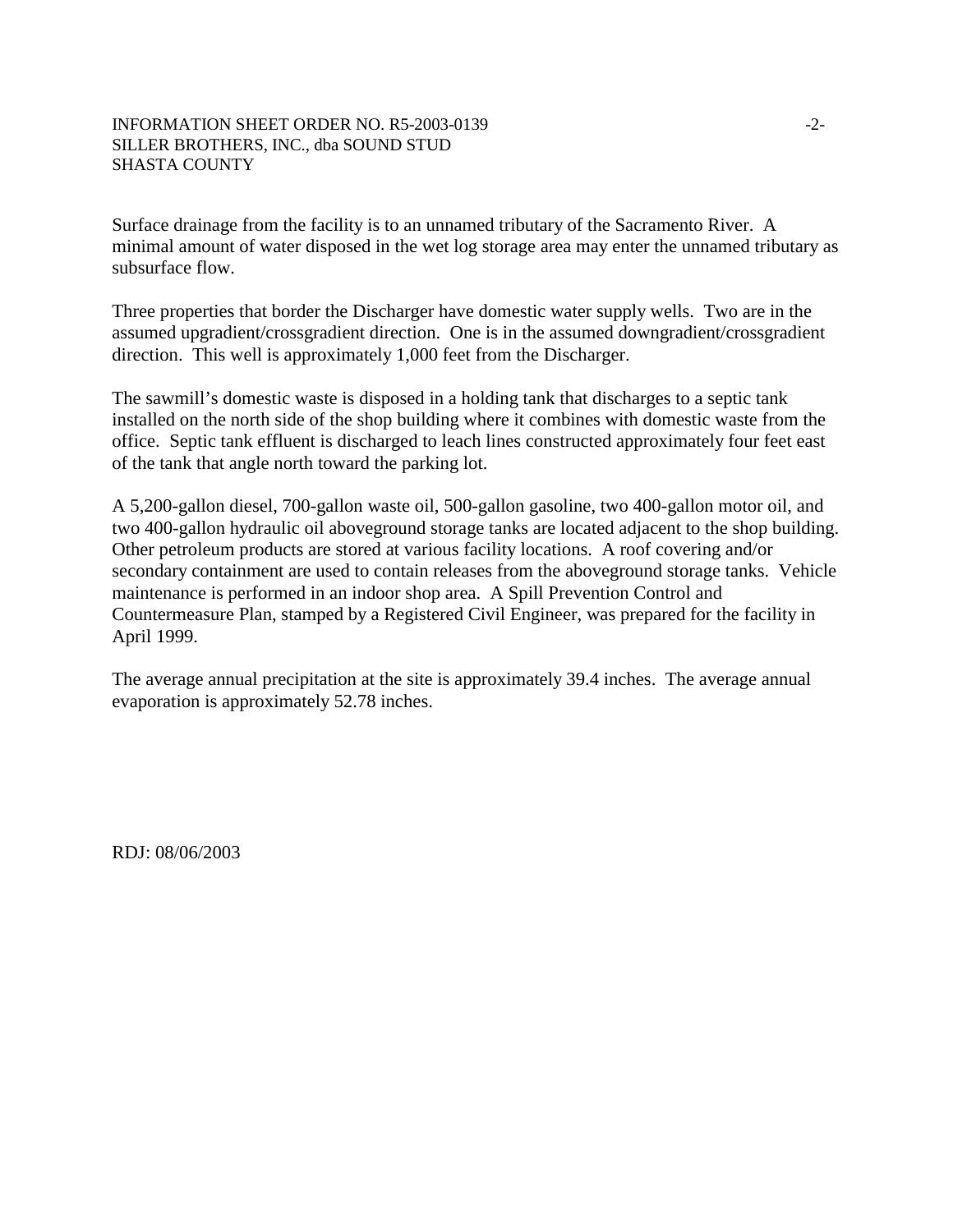Surface drainage from the facility is to an unnamed tributary of the Sacramento River. A minimal amount of water disposed in the wet log storage area may enter the unnamed tributary as subsurface flow.

Three properties that border the Discharger have domestic water supply wells. Two are in the assumed upgradient/crossgradient direction. One is in the assumed downgradient/crossgradient direction. This well is approximately 1,000 feet from the Discharger.

The sawmill's domestic waste is disposed in a holding tank that discharges to a septic tank installed on the north side of the shop building where it combines with domestic waste from the office. Septic tank effluent is discharged to leach lines constructed approximately four feet east of the tank that angle north toward the parking lot.

A 5,200-gallon diesel, 700-gallon waste oil, 500-gallon gasoline, two 400-gallon motor oil, and two 400-gallon hydraulic oil aboveground storage tanks are located adjacent to the shop building. Other petroleum products are stored at various facility locations. A roof covering and/or secondary containment are used to contain releases from the aboveground storage tanks. Vehicle maintenance is performed in an indoor shop area. A Spill Prevention Control and Countermeasure Plan, stamped by a Registered Civil Engineer, was prepared for the facility in April 1999.

The average annual precipitation at the site is approximately 39.4 inches. The average annual evaporation is approximately 52.78 inches.

RDJ: 08/06/2003